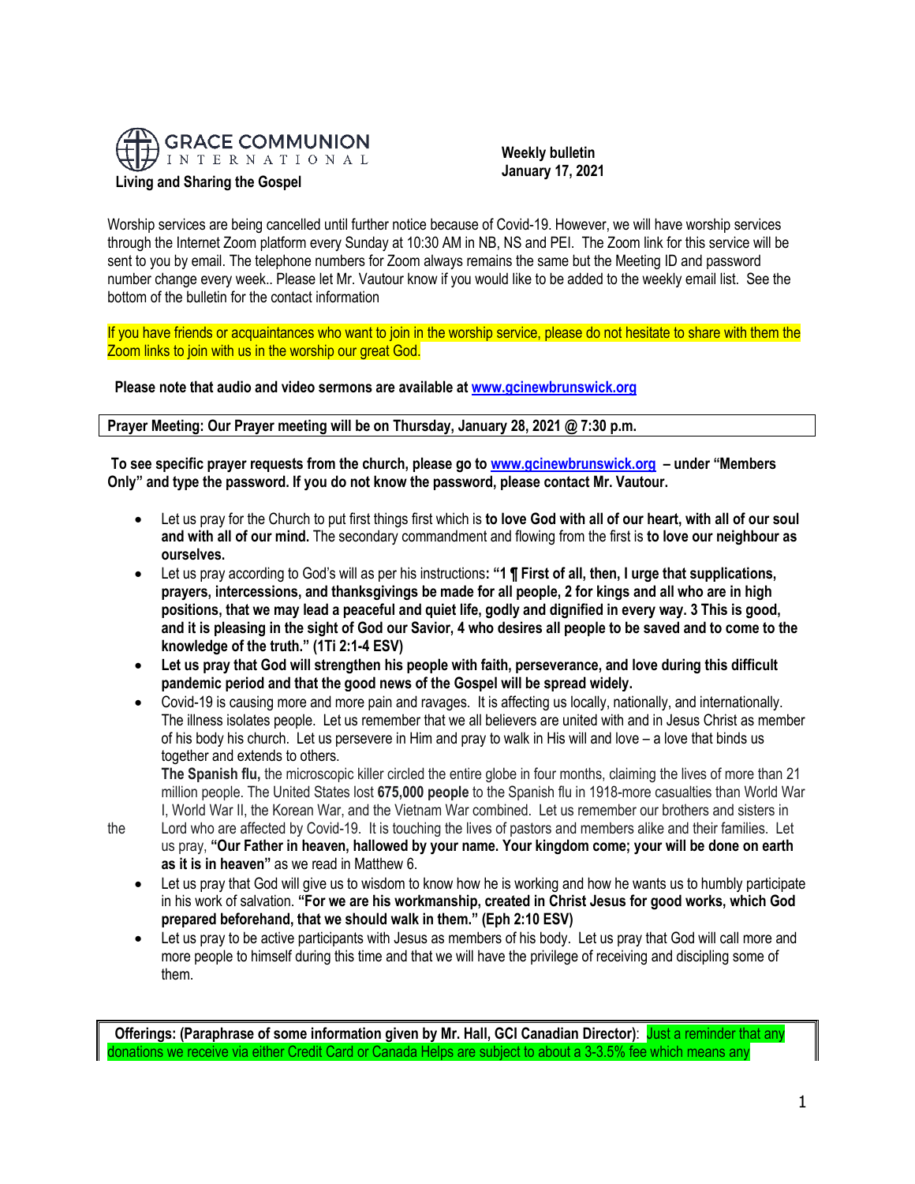# GRACE COMMUNION INTERNATIONAL

**Living and Sharing the Gospel**

**Weekly bulletin**
**January 17, 2021**

Worship services are being cancelled until further notice because of Covid-19. However, we will have worship services through the Internet Zoom platform every Sunday at 10:30 AM in NB, NS and PEI. The Zoom link for this service will be sent to you by email. The telephone numbers for Zoom always remains the same but the Meeting ID and password number change every week.. Please let Mr. Vautour know if you would like to be added to the weekly email list. See the bottom of the bulletin for the contact information

If you have friends or acquaintances who want to join in the worship service, please do not hesitate to share with them the Zoom links to join with us in the worship our great God.

**Please note that audio and video sermons are available at [www.gcinewbrunswick.org](www.gcinewbrunswick.org)**

**Prayer Meeting: Our Prayer meeting will be on Thursday, January 28, 2021 @ 7:30 p.m.**

**To see specific prayer requests from the church, please go to [www.gcinewbrunswick.org](www.gcinewbrunswick.org) – under "Members Only" and type the password. If you do not know the password, please contact Mr. Vautour.**

- Let us pray for the Church to put first things first which is **to love God with all of our heart, with all of our soul and with all of our mind.** The secondary commandment and flowing from the first is **to love our neighbour as ourselves.**
- Let us pray according to God's will as per his instructions**: "1 ¶ First of all, then, I urge that supplications, prayers, intercessions, and thanksgivings be made for all people, 2 for kings and all who are in high positions, that we may lead a peaceful and quiet life, godly and dignified in every way. 3 This is good, and it is pleasing in the sight of God our Savior, 4 who desires all people to be saved and to come to the knowledge of the truth." (1Ti 2:1-4 ESV)**
- **Let us pray that God will strengthen his people with faith, perseverance, and love during this difficult pandemic period and that the good news of the Gospel will be spread widely.**
- Covid-19 is causing more and more pain and ravages. It is affecting us locally, nationally, and internationally. The illness isolates people. Let us remember that we all believers are united with and in Jesus Christ as member of his body his church. Let us persevere in Him and pray to walk in His will and love – a love that binds us together and extends to others.

  **The Spanish flu,** the microscopic killer circled the entire globe in four months, claiming the lives of more than 21 million people. The United States lost **675,000 people** to the Spanish flu in 1918-more casualties than World War I, World War II, the Korean War, and the Vietnam War combined. Let us remember our brothers and sisters in the Lord who are affected by Covid-19. It is touching the lives of pastors and members alike and their families. Let us pray, **"Our Father in heaven, hallowed by your name. Your kingdom come; your will be done on earth as it is in heaven"** as we read in Matthew 6.
- Let us pray that God will give us to wisdom to know how he is working and how he wants us to humbly participate in his work of salvation. **"For we are his workmanship, created in Christ Jesus for good works, which God prepared beforehand, that we should walk in them." (Eph 2:10 ESV)**
- Let us pray to be active participants with Jesus as members of his body. Let us pray that God will call more and more people to himself during this time and that we will have the privilege of receiving and discipling some of them.

**Offerings: (Paraphrase of some information given by Mr. Hall, GCI Canadian Director)**: Just a reminder that any donations we receive via either Credit Card or Canada Helps are subject to about a 3-3.5% fee which means any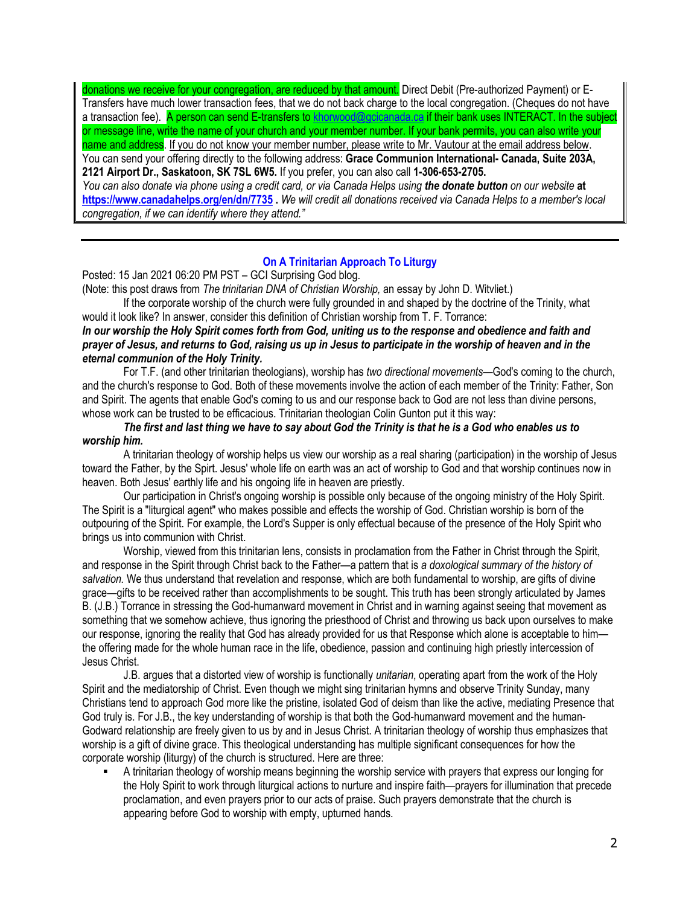donations we receive for your congregation, are reduced by that amount. Direct Debit (Pre-authorized Payment) or E-Transfers have much lower transaction fees, that we do not back charge to the local congregation. (Cheques do not have a transaction fee). A person can send E-transfers to khorwood@gcicanada.ca if their bank uses INTERACT. In the subject or message line, write the name of your church and your member number. If your bank permits, you can also write your name and address. If you do not know your member number, please write to Mr. Vautour at the email address below. You can send your offering directly to the following address: **Grace Communion International- Canada, Suite 203A, 2121 Airport Dr., Saskatoon, SK 7SL 6W5.** If you prefer, you can also call **1-306-653-2705.**

*You can also donate via phone using a credit card, or via Canada Helps using* ***the donate button*** *on our website* **at https://www.canadahelps.org/en/dn/7735 .** *We will credit all donations received via Canada Helps to a member's local congregation, if we can identify where they attend."*

---

## On A Trinitarian Approach To Liturgy

Posted: 15 Jan 2021 06:20 PM PST – GCI Surprising God blog.

(Note: this post draws from *The trinitarian DNA of Christian Worship,* an essay by John D. Witvliet.)

If the corporate worship of the church were fully grounded in and shaped by the doctrine of the Trinity, what would it look like? In answer, consider this definition of Christian worship from T. F. Torrance:

***In our worship the Holy Spirit comes forth from God, uniting us to the response and obedience and faith and prayer of Jesus, and returns to God, raising us up in Jesus to participate in the worship of heaven and in the eternal communion of the Holy Trinity.***

For T.F. (and other trinitarian theologians), worship has *two directional movements*—God's coming to the church, and the church's response to God. Both of these movements involve the action of each member of the Trinity: Father, Son and Spirit. The agents that enable God's coming to us and our response back to God are not less than divine persons, whose work can be trusted to be efficacious. Trinitarian theologian Colin Gunton put it this way:

***The first and last thing we have to say about God the Trinity is that he is a God who enables us to worship him.***

A trinitarian theology of worship helps us view our worship as a real sharing (participation) in the worship of Jesus toward the Father, by the Spirt. Jesus' whole life on earth was an act of worship to God and that worship continues now in heaven. Both Jesus' earthly life and his ongoing life in heaven are priestly.

Our participation in Christ's ongoing worship is possible only because of the ongoing ministry of the Holy Spirit. The Spirit is a "liturgical agent" who makes possible and effects the worship of God. Christian worship is born of the outpouring of the Spirit. For example, the Lord's Supper is only effectual because of the presence of the Holy Spirit who brings us into communion with Christ.

Worship, viewed from this trinitarian lens, consists in proclamation from the Father in Christ through the Spirit, and response in the Spirit through Christ back to the Father—a pattern that is *a doxological summary of the history of salvation.* We thus understand that revelation and response, which are both fundamental to worship, are gifts of divine grace—gifts to be received rather than accomplishments to be sought. This truth has been strongly articulated by James B. (J.B.) Torrance in stressing the God-humanward movement in Christ and in warning against seeing that movement as something that we somehow achieve, thus ignoring the priesthood of Christ and throwing us back upon ourselves to make our response, ignoring the reality that God has already provided for us that Response which alone is acceptable to him—the offering made for the whole human race in the life, obedience, passion and continuing high priestly intercession of Jesus Christ.

J.B. argues that a distorted view of worship is functionally *unitarian*, operating apart from the work of the Holy Spirit and the mediatorship of Christ. Even though we might sing trinitarian hymns and observe Trinity Sunday, many Christians tend to approach God more like the pristine, isolated God of deism than like the active, mediating Presence that God truly is. For J.B., the key understanding of worship is that both the God-humanward movement and the human-Godward relationship are freely given to us by and in Jesus Christ. A trinitarian theology of worship thus emphasizes that worship is a gift of divine grace. This theological understanding has multiple significant consequences for how the corporate worship (liturgy) of the church is structured. Here are three:

- A trinitarian theology of worship means beginning the worship service with prayers that express our longing for the Holy Spirit to work through liturgical actions to nurture and inspire faith—prayers for illumination that precede proclamation, and even prayers prior to our acts of praise. Such prayers demonstrate that the church is appearing before God to worship with empty, upturned hands.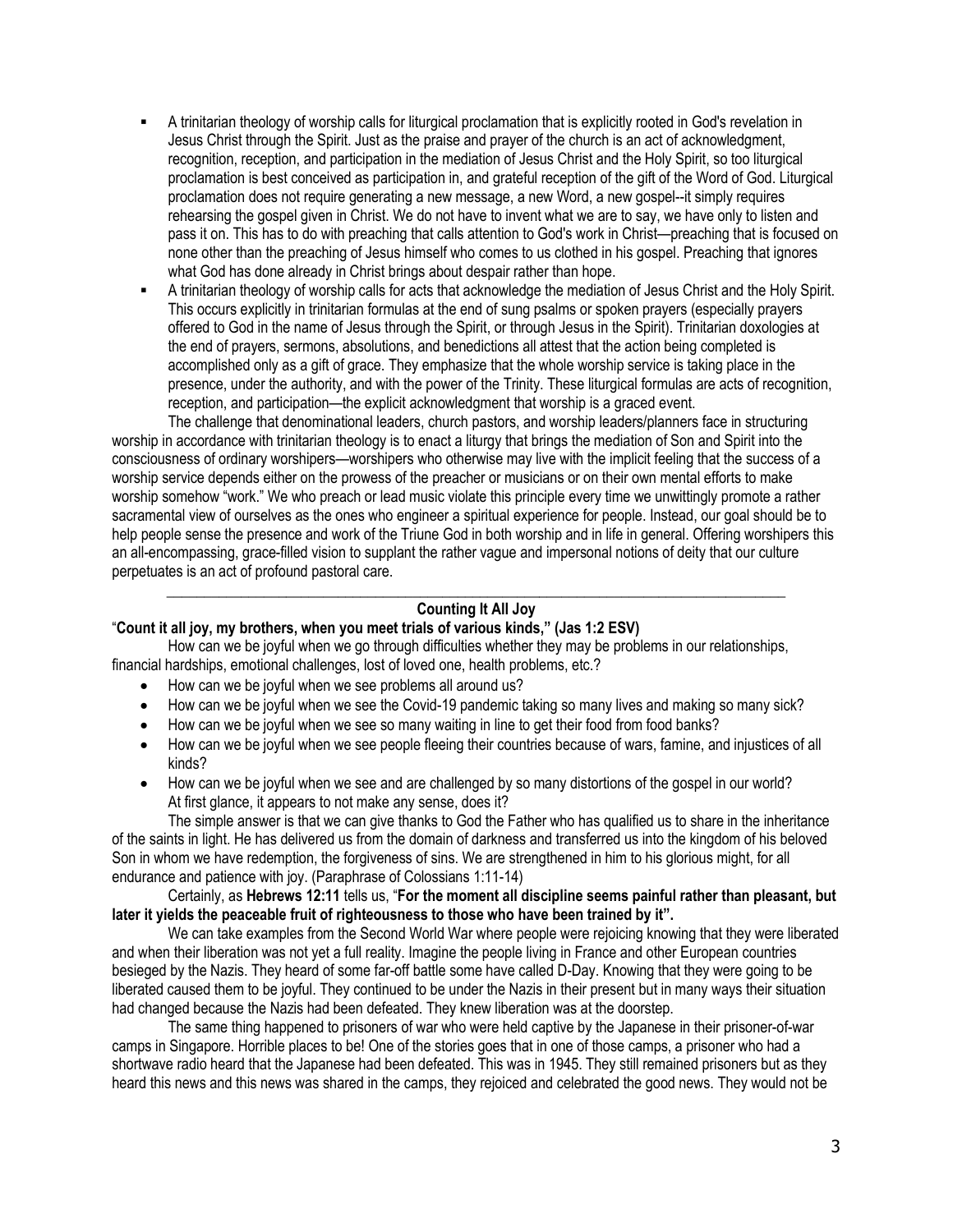- A trinitarian theology of worship calls for liturgical proclamation that is explicitly rooted in God's revelation in Jesus Christ through the Spirit. Just as the praise and prayer of the church is an act of acknowledgment, recognition, reception, and participation in the mediation of Jesus Christ and the Holy Spirit, so too liturgical proclamation is best conceived as participation in, and grateful reception of the gift of the Word of God. Liturgical proclamation does not require generating a new message, a new Word, a new gospel--it simply requires rehearsing the gospel given in Christ. We do not have to invent what we are to say, we have only to listen and pass it on. This has to do with preaching that calls attention to God's work in Christ—preaching that is focused on none other than the preaching of Jesus himself who comes to us clothed in his gospel. Preaching that ignores what God has done already in Christ brings about despair rather than hope.
- A trinitarian theology of worship calls for acts that acknowledge the mediation of Jesus Christ and the Holy Spirit. This occurs explicitly in trinitarian formulas at the end of sung psalms or spoken prayers (especially prayers offered to God in the name of Jesus through the Spirit, or through Jesus in the Spirit). Trinitarian doxologies at the end of prayers, sermons, absolutions, and benedictions all attest that the action being completed is accomplished only as a gift of grace. They emphasize that the whole worship service is taking place in the presence, under the authority, and with the power of the Trinity. These liturgical formulas are acts of recognition, reception, and participation—the explicit acknowledgment that worship is a graced event.

The challenge that denominational leaders, church pastors, and worship leaders/planners face in structuring worship in accordance with trinitarian theology is to enact a liturgy that brings the mediation of Son and Spirit into the consciousness of ordinary worshipers—worshipers who otherwise may live with the implicit feeling that the success of a worship service depends either on the prowess of the preacher or musicians or on their own mental efforts to make worship somehow "work." We who preach or lead music violate this principle every time we unwittingly promote a rather sacramental view of ourselves as the ones who engineer a spiritual experience for people. Instead, our goal should be to help people sense the presence and work of the Triune God in both worship and in life in general. Offering worshipers this an all-encompassing, grace-filled vision to supplant the rather vague and impersonal notions of deity that our culture perpetuates is an act of profound pastoral care.

---

## Counting It All Joy

"**Count it all joy, my brothers, when you meet trials of various kinds," (Jas 1:2 ESV)**

How can we be joyful when we go through difficulties whether they may be problems in our relationships, financial hardships, emotional challenges, lost of loved one, health problems, etc.?

- How can we be joyful when we see problems all around us?
- How can we be joyful when we see the Covid-19 pandemic taking so many lives and making so many sick?
- How can we be joyful when we see so many waiting in line to get their food from food banks?
- How can we be joyful when we see people fleeing their countries because of wars, famine, and injustices of all kinds?
- How can we be joyful when we see and are challenged by so many distortions of the gospel in our world?

At first glance, it appears to not make any sense, does it?

The simple answer is that we can give thanks to God the Father who has qualified us to share in the inheritance of the saints in light. He has delivered us from the domain of darkness and transferred us into the kingdom of his beloved Son in whom we have redemption, the forgiveness of sins. We are strengthened in him to his glorious might, for all endurance and patience with joy. (Paraphrase of Colossians 1:11-14)

Certainly, as **Hebrews 12:11** tells us, "**For the moment all discipline seems painful rather than pleasant, but later it yields the peaceable fruit of righteousness to those who have been trained by it".**

We can take examples from the Second World War where people were rejoicing knowing that they were liberated and when their liberation was not yet a full reality. Imagine the people living in France and other European countries besieged by the Nazis. They heard of some far-off battle some have called D-Day. Knowing that they were going to be liberated caused them to be joyful. They continued to be under the Nazis in their present but in many ways their situation had changed because the Nazis had been defeated. They knew liberation was at the doorstep.

The same thing happened to prisoners of war who were held captive by the Japanese in their prisoner-of-war camps in Singapore. Horrible places to be! One of the stories goes that in one of those camps, a prisoner who had a shortwave radio heard that the Japanese had been defeated. This was in 1945. They still remained prisoners but as they heard this news and this news was shared in the camps, they rejoiced and celebrated the good news. They would not be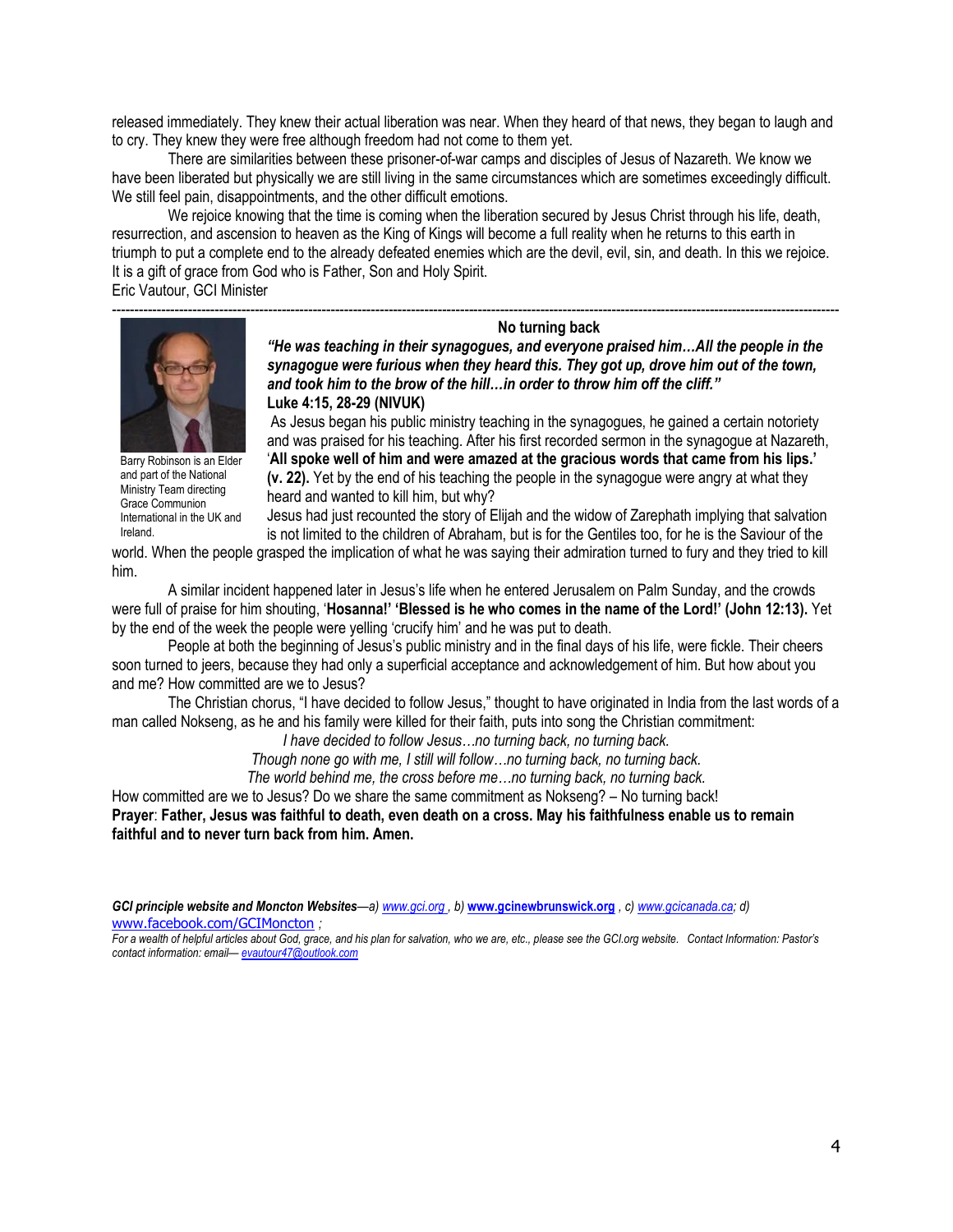released immediately. They knew their actual liberation was near. When they heard of that news, they began to laugh and to cry. They knew they were free although freedom had not come to them yet.

There are similarities between these prisoner-of-war camps and disciples of Jesus of Nazareth. We know we have been liberated but physically we are still living in the same circumstances which are sometimes exceedingly difficult. We still feel pain, disappointments, and the other difficult emotions.

We rejoice knowing that the time is coming when the liberation secured by Jesus Christ through his life, death, resurrection, and ascension to heaven as the King of Kings will become a full reality when he returns to this earth in triumph to put a complete end to the already defeated enemies which are the devil, evil, sin, and death. In this we rejoice. It is a gift of grace from God who is Father, Son and Holy Spirit.

Eric Vautour, GCI Minister

---

## No turning back

Barry Robinson is an Elder and part of the National Ministry Team directing Grace Communion International in the UK and Ireland.

***"He was teaching in their synagogues, and everyone praised him…All the people in the synagogue were furious when they heard this. They got up, drove him out of the town, and took him to the brow of the hill…in order to throw him off the cliff."***
**Luke 4:15, 28-29 (NIVUK)**

As Jesus began his public ministry teaching in the synagogues, he gained a certain notoriety and was praised for his teaching. After his first recorded sermon in the synagogue at Nazareth, '**All spoke well of him and were amazed at the gracious words that came from his lips.' (v. 22).** Yet by the end of his teaching the people in the synagogue were angry at what they heard and wanted to kill him, but why?

Jesus had just recounted the story of Elijah and the widow of Zarephath implying that salvation is not limited to the children of Abraham, but is for the Gentiles too, for he is the Saviour of the world. When the people grasped the implication of what he was saying their admiration turned to fury and they tried to kill him.

A similar incident happened later in Jesus's life when he entered Jerusalem on Palm Sunday, and the crowds were full of praise for him shouting, '**Hosanna!' 'Blessed is he who comes in the name of the Lord!' (John 12:13).** Yet by the end of the week the people were yelling 'crucify him' and he was put to death.

People at both the beginning of Jesus's public ministry and in the final days of his life, were fickle. Their cheers soon turned to jeers, because they had only a superficial acceptance and acknowledgement of him. But how about you and me? How committed are we to Jesus?

The Christian chorus, "I have decided to follow Jesus," thought to have originated in India from the last words of a man called Nokseng, as he and his family were killed for their faith, puts into song the Christian commitment:

*I have decided to follow Jesus…no turning back, no turning back.*
*Though none go with me, I still will follow…no turning back, no turning back.*
*The world behind me, the cross before me…no turning back, no turning back.*

How committed are we to Jesus? Do we share the same commitment as Nokseng? – No turning back!

**Prayer**: **Father, Jesus was faithful to death, even death on a cross. May his faithfulness enable us to remain faithful and to never turn back from him. Amen.**

***GCI principle website and Moncton Websites****—a) www.gci.org , b)* **www.gcinewbrunswick.org** *, c) www.gcicanada.ca; d)* www.facebook.com/GCIMoncton *;*

*For a wealth of helpful articles about God, grace, and his plan for salvation, who we are, etc., please see the GCI.org website. Contact Information: Pastor's contact information: email— evautour47@outlook.com*